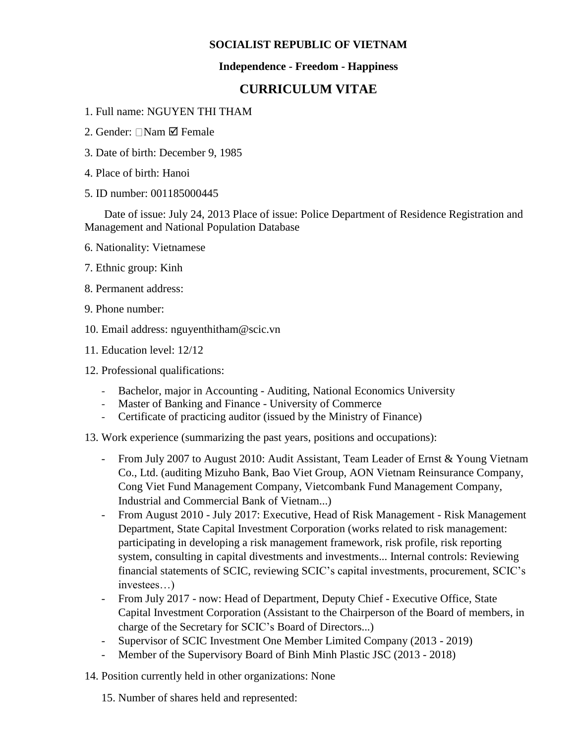**SOCIALIST REPUBLIC OF VIETNAM**

**Independence - Freedom - Happiness**

# CURRICULUM VITAE

1. Full name: NGUYEN THI THAM

2. Gender: ☐Nam ☑ Female

3. Date of birth: December 9, 1985

4. Place of birth: Hanoi

5. ID number: 001185000445

   Date of issue: July 24, 2013 Place of issue: Police Department of Residence Registration and Management and National Population Database

6. Nationality: Vietnamese

7. Ethnic group: Kinh

8. Permanent address:

9. Phone number:

10. Email address: nguyenthitham@scic.vn

11. Education level: 12/12

12. Professional qualifications:

    - Bachelor, major in Accounting - Auditing, National Economics University
    - Master of Banking and Finance - University of Commerce
    - Certificate of practicing auditor (issued by the Ministry of Finance)

13. Work experience (summarizing the past years, positions and occupations):

    - From July 2007 to August 2010: Audit Assistant, Team Leader of Ernst & Young Vietnam Co., Ltd. (auditing Mizuho Bank, Bao Viet Group, AON Vietnam Reinsurance Company, Cong Viet Fund Management Company, Vietcombank Fund Management Company, Industrial and Commercial Bank of Vietnam...)
    - From August 2010 - July 2017: Executive, Head of Risk Management - Risk Management Department, State Capital Investment Corporation (works related to risk management: participating in developing a risk management framework, risk profile, risk reporting system, consulting in capital divestments and investments... Internal controls: Reviewing financial statements of SCIC, reviewing SCIC's capital investments, procurement, SCIC's investees…)
    - From July 2017 - now: Head of Department, Deputy Chief - Executive Office, State Capital Investment Corporation (Assistant to the Chairperson of the Board of members, in charge of the Secretary for SCIC's Board of Directors...)
    - Supervisor of SCIC Investment One Member Limited Company (2013 - 2019)
    - Member of the Supervisory Board of Binh Minh Plastic JSC (2013 - 2018)

14. Position currently held in other organizations: None

15. Number of shares held and represented: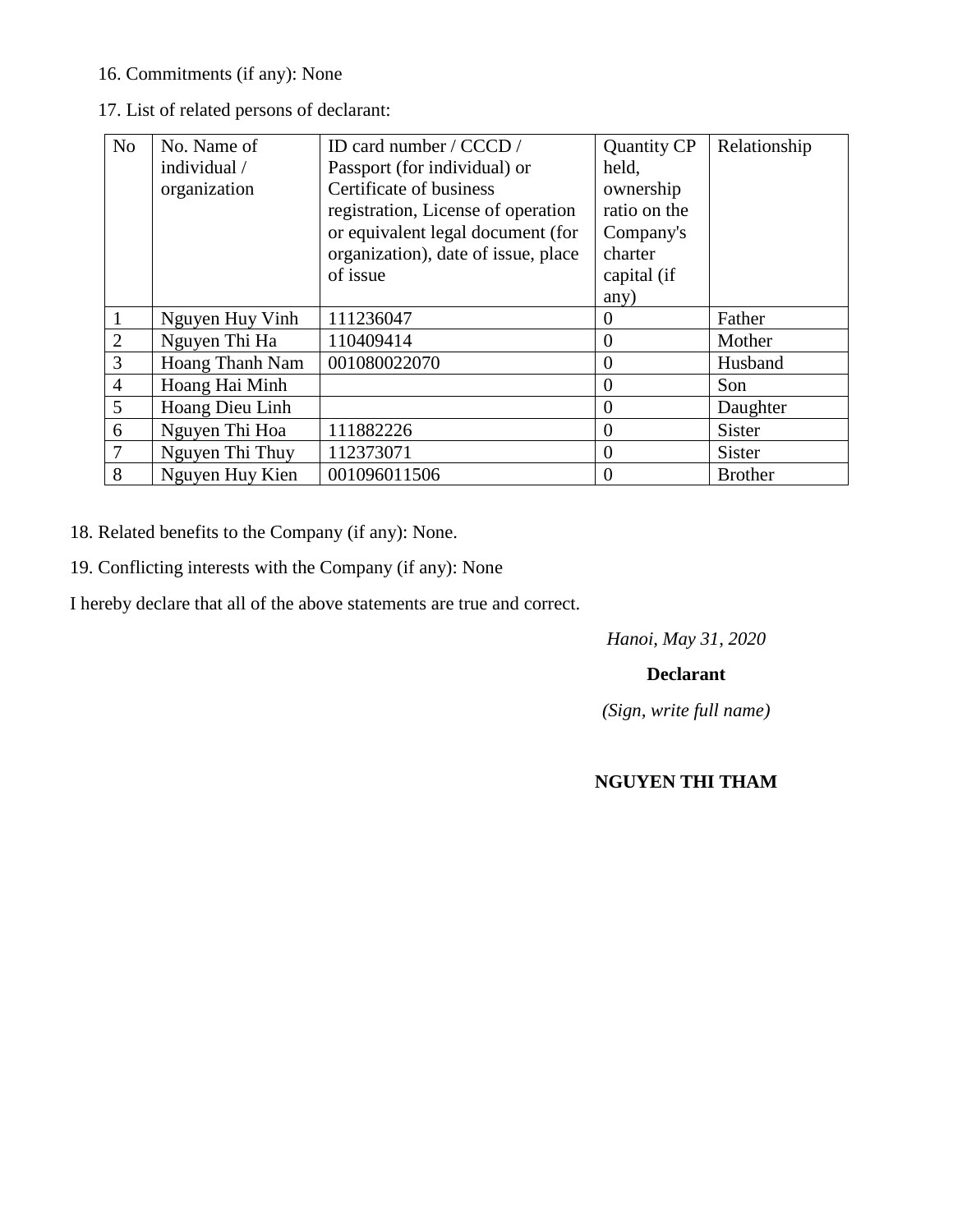16. Commitments (if any): None

17. List of related persons of declarant:

| No | No. Name of individual / organization | ID card number / CCCD / Passport (for individual) or Certificate of business registration, License of operation or equivalent legal document (for organization), date of issue, place of issue | Quantity CP held, ownership ratio on the Company's charter capital (if any) | Relationship |
|---|---|---|---|---|
| 1 | Nguyen Huy Vinh | 111236047 | 0 | Father |
| 2 | Nguyen Thi Ha | 110409414 | 0 | Mother |
| 3 | Hoang Thanh Nam | 001080022070 | 0 | Husband |
| 4 | Hoang Hai Minh | | 0 | Son |
| 5 | Hoang Dieu Linh | | 0 | Daughter |
| 6 | Nguyen Thi Hoa | 111882226 | 0 | Sister |
| 7 | Nguyen Thi Thuy | 112373071 | 0 | Sister |
| 8 | Nguyen Huy Kien | 001096011506 | 0 | Brother |

18. Related benefits to the Company (if any): None.

19. Conflicting interests with the Company (if any): None

I hereby declare that all of the above statements are true and correct.

*Hanoi, May 31, 2020*

**Declarant**

*(Sign, write full name)*

**NGUYEN THI THAM**